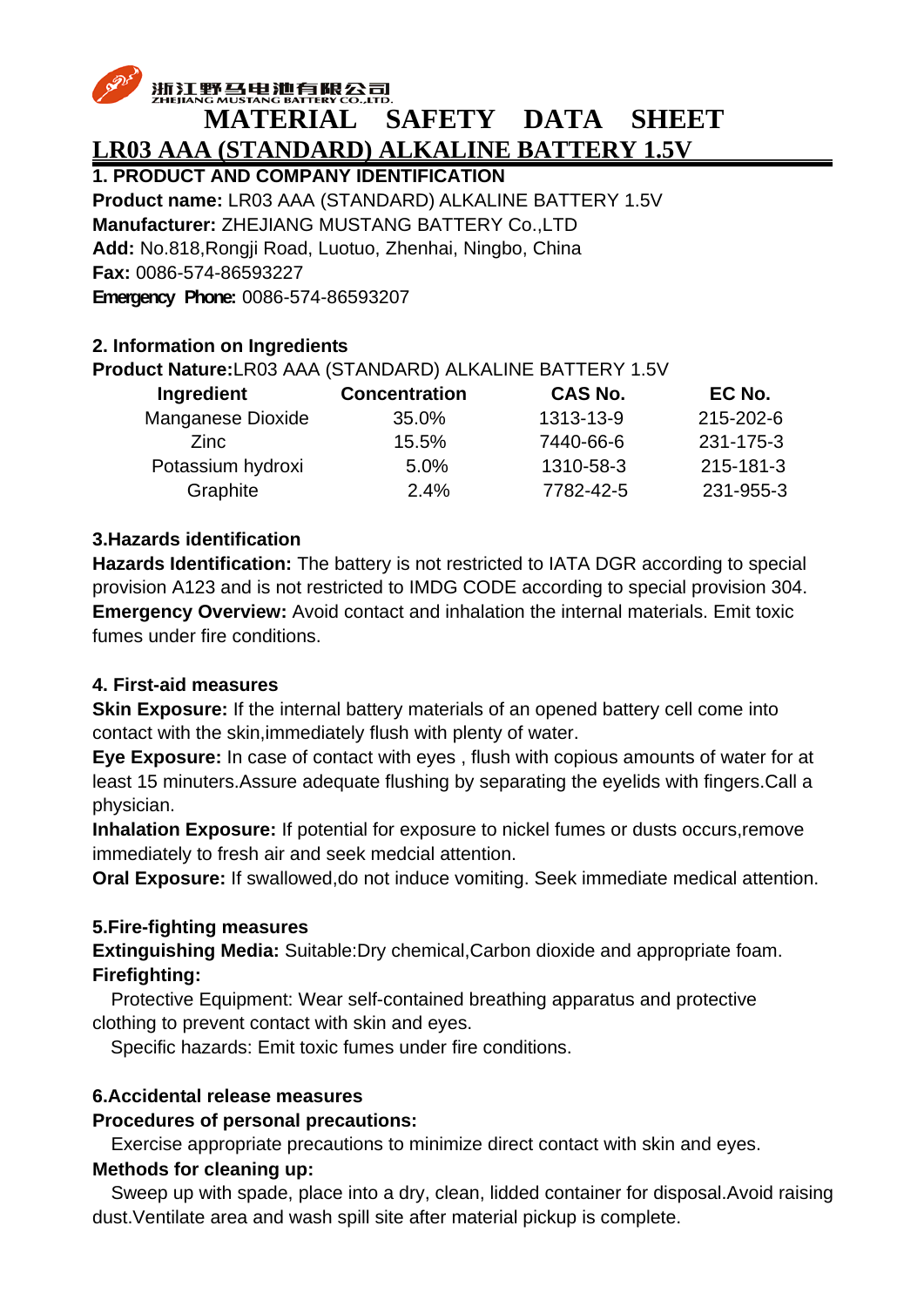浙江野马电池有限公司
ZHEJIANG MUSTANG BATTERY CO.,LTD.

# MATERIAL SAFETY DATA SHEET

## LR03 AAA (STANDARD) ALKALINE BATTERY 1.5V

### 1. PRODUCT AND COMPANY IDENTIFICATION

**Product name:** LR03 AAA (STANDARD) ALKALINE BATTERY 1.5V
**Manufacturer:** ZHEJIANG MUSTANG BATTERY Co.,LTD
**Add:** No.818,Rongji Road, Luotuo, Zhenhai, Ningbo, China
**Fax:** 0086-574-86593227
**Emergency Phone:** 0086-574-86593207

### 2. Information on Ingredients

**Product Nature:** LR03 AAA (STANDARD) ALKALINE BATTERY 1.5V

| Ingredient | Concentration | CAS No. | EC No. |
|---|---|---|---|
| Manganese Dioxide | 35.0% | 1313-13-9 | 215-202-6 |
| Zinc | 15.5% | 7440-66-6 | 231-175-3 |
| Potassium hydroxi | 5.0% | 1310-58-3 | 215-181-3 |
| Graphite | 2.4% | 7782-42-5 | 231-955-3 |

### 3.Hazards identification

**Hazards Identification:** The battery is not restricted to IATA DGR according to special provision A123 and is not restricted to IMDG CODE according to special provision 304.
**Emergency Overview:** Avoid contact and inhalation the internal materials. Emit toxic fumes under fire conditions.

### 4. First-aid measures

**Skin Exposure:** If the internal battery materials of an opened battery cell come into contact with the skin,immediately flush with plenty of water.
**Eye Exposure:** In case of contact with eyes , flush with copious amounts of water for at least 15 minutes.Assure adequate flushing by separating the eyelids with fingers.Call a physician.
**Inhalation Exposure:** If potential for exposure to nickel fumes or dusts occurs,remove immediately to fresh air and seek medcial attention.
**Oral Exposure:** If swallowed,do not induce vomiting. Seek immediate medical attention.

### 5.Fire-fighting measures

**Extinguishing Media:** Suitable:Dry chemical,Carbon dioxide and appropriate foam.
**Firefighting:**
Protective Equipment: Wear self-contained breathing apparatus and protective clothing to prevent contact with skin and eyes.
Specific hazards: Emit toxic fumes under fire conditions.

### 6.Accidental release measures

**Procedures of personal precautions:**
Exercise appropriate precautions to minimize direct contact with skin and eyes.
**Methods for cleaning up:**
Sweep up with spade, place into a dry, clean, lidded container for disposal.Avoid raising dust.Ventilate area and wash spill site after material pickup is complete.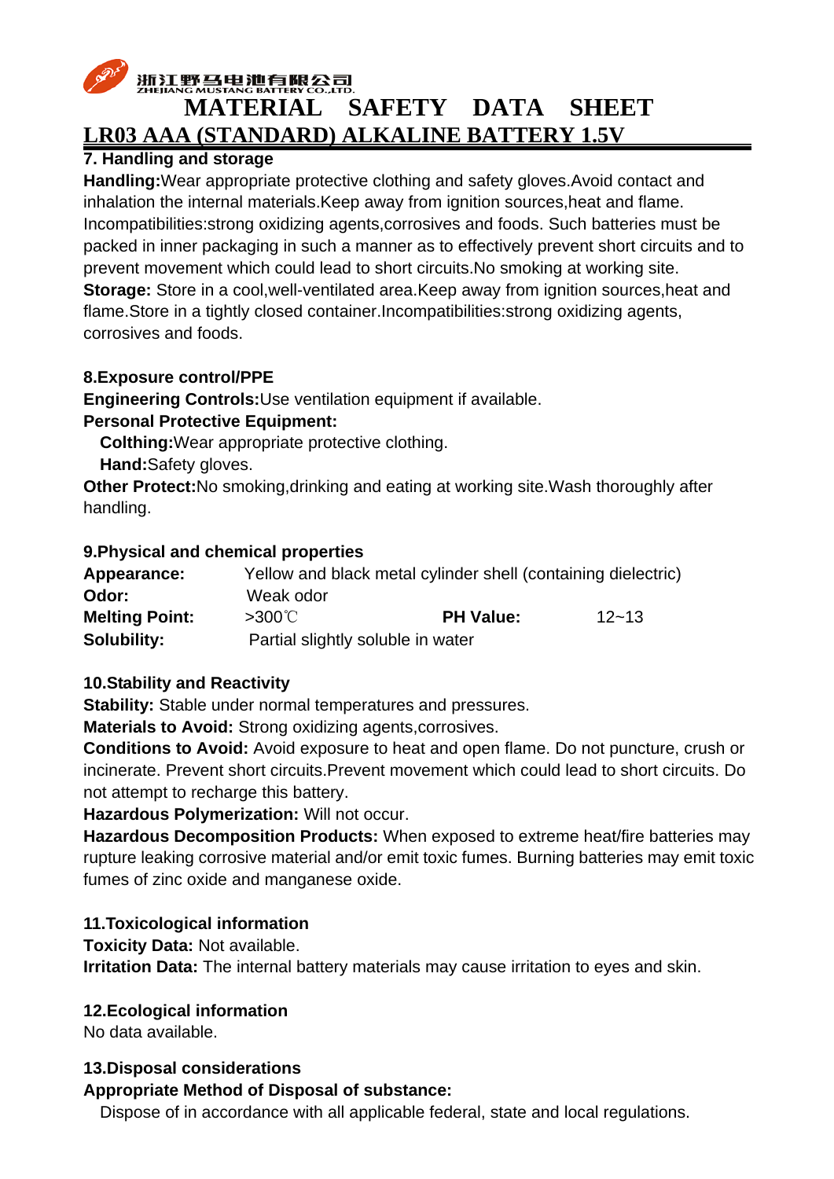# MATERIAL SAFETY DATA SHEET

## LR03 AAA (STANDARD) ALKALINE BATTERY 1.5V

### 7. Handling and storage

**Handling:**Wear appropriate protective clothing and safety gloves.Avoid contact and inhalation the internal materials.Keep away from ignition sources,heat and flame. Incompatibilities:strong oxidizing agents,corrosives and foods. Such batteries must be packed in inner packaging in such a manner as to effectively prevent short circuits and to prevent movement which could lead to short circuits.No smoking at working site.

**Storage:** Store in a cool,well-ventilated area.Keep away from ignition sources,heat and flame.Store in a tightly closed container.Incompatibilities:strong oxidizing agents, corrosives and foods.

### 8.Exposure control/PPE

**Engineering Controls:**Use ventilation equipment if available.

**Personal Protective Equipment:**

**Colthing:**Wear appropriate protective clothing.

**Hand:**Safety gloves.

**Other Protect:**No smoking,drinking and eating at working site.Wash thoroughly after handling.

### 9.Physical and chemical properties

| | | | |
|---|---|---|---|
| **Appearance:** | Yellow and black metal cylinder shell (containing dielectric) | | |
| **Odor:** | Weak odor | | |
| **Melting Point:** | >300℃ | **PH Value:** | 12~13 |
| **Solubility:** | Partial slightly soluble in water | | |

### 10.Stability and Reactivity

**Stability:** Stable under normal temperatures and pressures.

**Materials to Avoid:** Strong oxidizing agents,corrosives.

**Conditions to Avoid:** Avoid exposure to heat and open flame. Do not puncture, crush or incinerate. Prevent short circuits.Prevent movement which could lead to short circuits. Do not attempt to recharge this battery.

**Hazardous Polymerization:** Will not occur.

**Hazardous Decomposition Products:** When exposed to extreme heat/fire batteries may rupture leaking corrosive material and/or emit toxic fumes. Burning batteries may emit toxic fumes of zinc oxide and manganese oxide.

### 11.Toxicological information

**Toxicity Data:** Not available.

**Irritation Data:** The internal battery materials may cause irritation to eyes and skin.

### 12.Ecological information

No data available.

### 13.Disposal considerations

**Appropriate Method of Disposal of substance:**

Dispose of in accordance with all applicable federal, state and local regulations.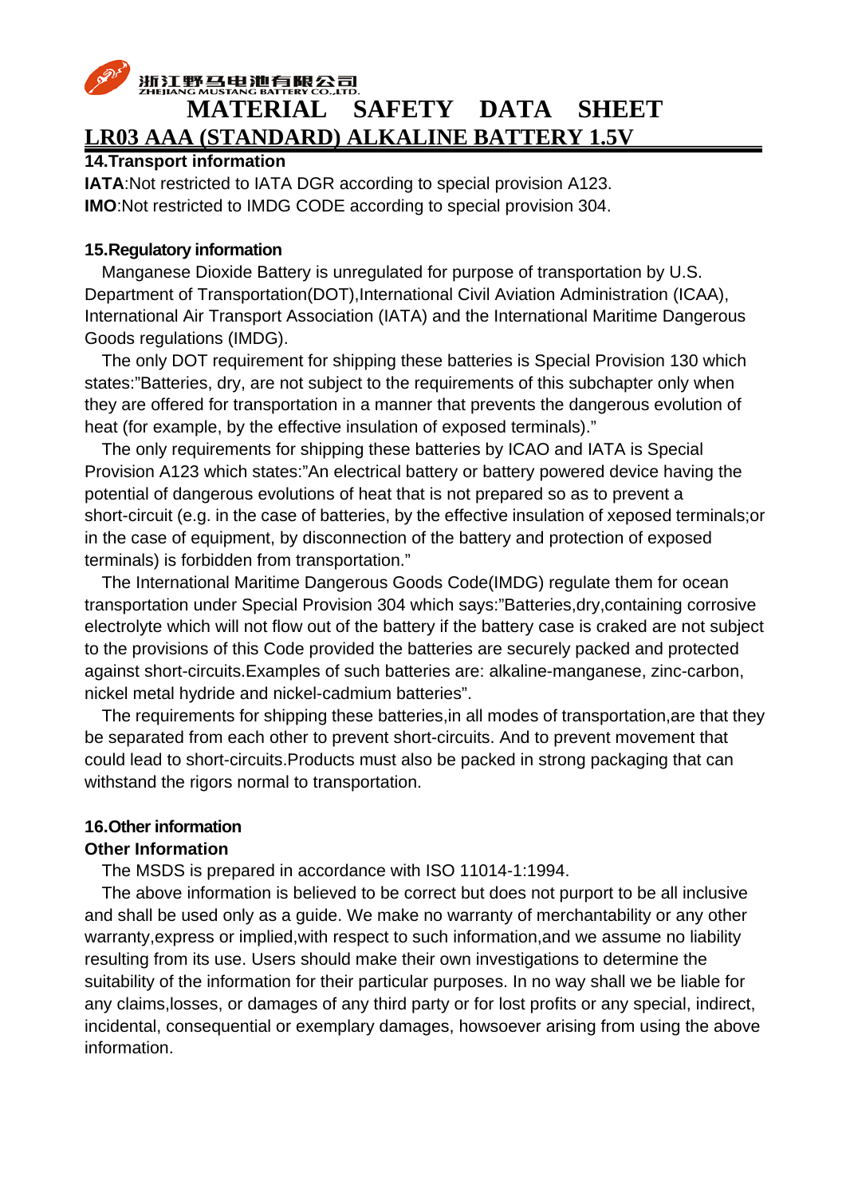## 14.Transport information

**IATA**:Not restricted to IATA DGR according to special provision A123.
**IMO**:Not restricted to IMDG CODE according to special provision 304.

## 15.Regulatory information

Manganese Dioxide Battery is unregulated for purpose of transportation by U.S. Department of Transportation(DOT),International Civil Aviation Administration (ICAA), International Air Transport Association (IATA) and the International Maritime Dangerous Goods regulations (IMDG).

The only DOT requirement for shipping these batteries is Special Provision 130 which states:"Batteries, dry, are not subject to the requirements of this subchapter only when they are offered for transportation in a manner that prevents the dangerous evolution of heat (for example, by the effective insulation of exposed terminals)."

The only requirements for shipping these batteries by ICAO and IATA is Special Provision A123 which states:"An electrical battery or battery powered device having the potential of dangerous evolutions of heat that is not prepared so as to prevent a short-circuit (e.g. in the case of batteries, by the effective insulation of xeposed terminals;or in the case of equipment, by disconnection of the battery and protection of exposed terminals) is forbidden from transportation."

The International Maritime Dangerous Goods Code(IMDG) regulate them for ocean transportation under Special Provision 304 which says:"Batteries,dry,containing corrosive electrolyte which will not flow out of the battery if the battery case is craked are not subject to the provisions of this Code provided the batteries are securely packed and protected against short-circuits.Examples of such batteries are: alkaline-manganese, zinc-carbon, nickel metal hydride and nickel-cadmium batteries".

The requirements for shipping these batteries,in all modes of transportation,are that they be separated from each other to prevent short-circuits. And to prevent movement that could lead to short-circuits.Products must also be packed in strong packaging that can withstand the rigors normal to transportation.

## 16.Other information

**Other Information**

The MSDS is prepared in accordance with ISO 11014-1:1994.

The above information is believed to be correct but does not purport to be all inclusive and shall be used only as a guide. We make no warranty of merchantability or any other warranty,express or implied,with respect to such information,and we assume no liability resulting from its use. Users should make their own investigations to determine the suitability of the information for their particular purposes. In no way shall we be liable for any claims,losses, or damages of any third party or for lost profits or any special, indirect, incidental, consequential or exemplary damages, howsoever arising from using the above information.